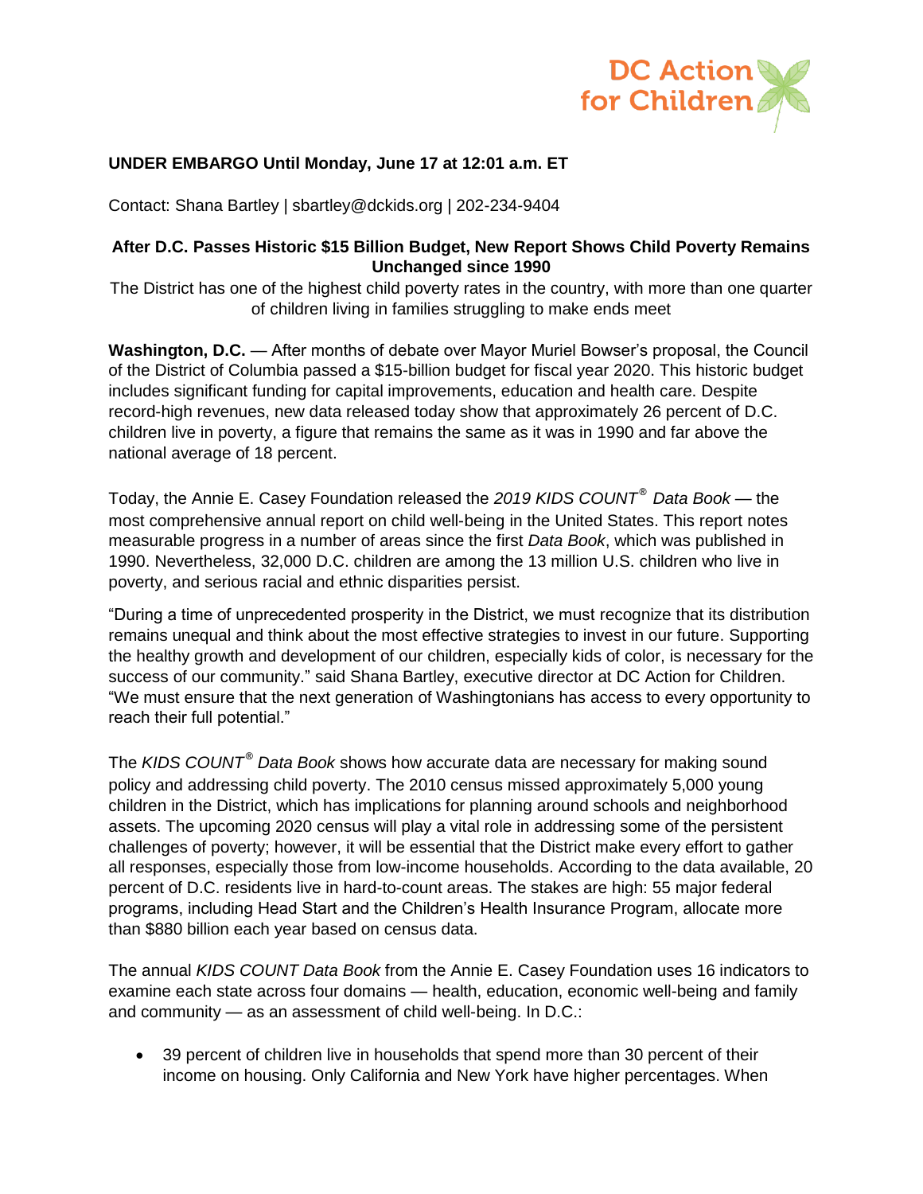DC Action for Children

**UNDER EMBARGO Until Monday, June 17 at 12:01 a.m. ET**

Contact: Shana Bartley | sbartley@dckids.org | 202-234-9404

## After D.C. Passes Historic $15 Billion Budget, New Report Shows Child Poverty Remains Unchanged since 1990

The District has one of the highest child poverty rates in the country, with more than one quarter of children living in families struggling to make ends meet

**Washington, D.C.** — After months of debate over Mayor Muriel Bowser's proposal, the Council of the District of Columbia passed a $15-billion budget for fiscal year 2020. This historic budget includes significant funding for capital improvements, education and health care. Despite record-high revenues, new data released today show that approximately 26 percent of D.C. children live in poverty, a figure that remains the same as it was in 1990 and far above the national average of 18 percent.

Today, the Annie E. Casey Foundation released the *2019 KIDS COUNT® Data Book* — the most comprehensive annual report on child well-being in the United States. This report notes measurable progress in a number of areas since the first *Data Book*, which was published in 1990. Nevertheless, 32,000 D.C. children are among the 13 million U.S. children who live in poverty, and serious racial and ethnic disparities persist.

"During a time of unprecedented prosperity in the District, we must recognize that its distribution remains unequal and think about the most effective strategies to invest in our future. Supporting the healthy growth and development of our children, especially kids of color, is necessary for the success of our community." said Shana Bartley, executive director at DC Action for Children. "We must ensure that the next generation of Washingtonians has access to every opportunity to reach their full potential."

The *KIDS COUNT® Data Book* shows how accurate data are necessary for making sound policy and addressing child poverty. The 2010 census missed approximately 5,000 young children in the District, which has implications for planning around schools and neighborhood assets. The upcoming 2020 census will play a vital role in addressing some of the persistent challenges of poverty; however, it will be essential that the District make every effort to gather all responses, especially those from low-income households. According to the data available, 20 percent of D.C. residents live in hard-to-count areas. The stakes are high: 55 major federal programs, including Head Start and the Children's Health Insurance Program, allocate more than $880 billion each year based on census data.

The annual *KIDS COUNT Data Book* from the Annie E. Casey Foundation uses 16 indicators to examine each state across four domains — health, education, economic well-being and family and community — as an assessment of child well-being. In D.C.:

- 39 percent of children live in households that spend more than 30 percent of their income on housing. Only California and New York have higher percentages. When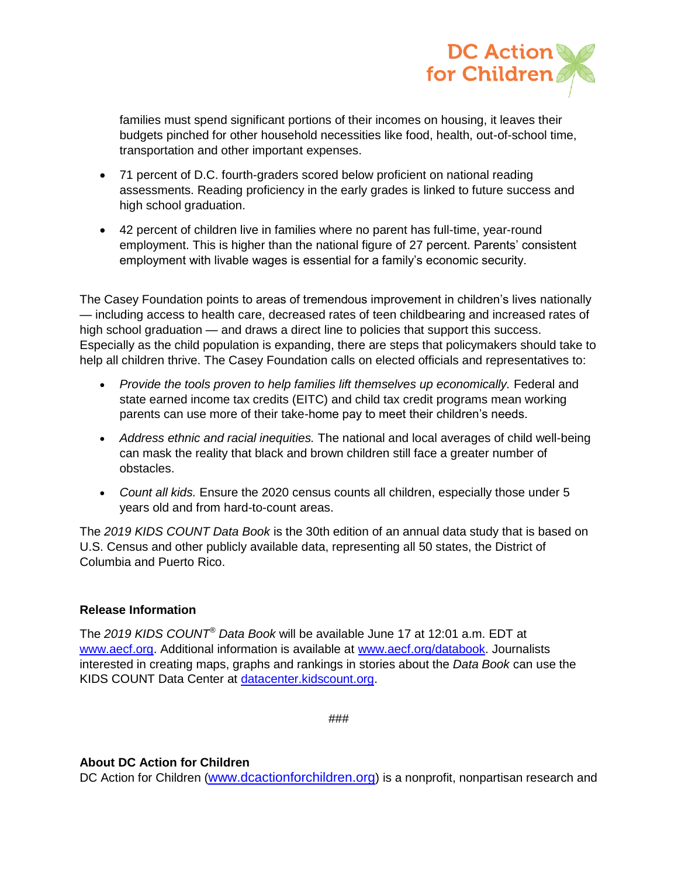families must spend significant portions of their incomes on housing, it leaves their budgets pinched for other household necessities like food, health, out-of-school time, transportation and other important expenses.

- 71 percent of D.C. fourth-graders scored below proficient on national reading assessments. Reading proficiency in the early grades is linked to future success and high school graduation.

- 42 percent of children live in families where no parent has full-time, year-round employment. This is higher than the national figure of 27 percent. Parents' consistent employment with livable wages is essential for a family's economic security.

The Casey Foundation points to areas of tremendous improvement in children's lives nationally — including access to health care, decreased rates of teen childbearing and increased rates of high school graduation — and draws a direct line to policies that support this success. Especially as the child population is expanding, there are steps that policymakers should take to help all children thrive. The Casey Foundation calls on elected officials and representatives to:

- *Provide the tools proven to help families lift themselves up economically.* Federal and state earned income tax credits (EITC) and child tax credit programs mean working parents can use more of their take-home pay to meet their children's needs.

- *Address ethnic and racial inequities.* The national and local averages of child well-being can mask the reality that black and brown children still face a greater number of obstacles.

- *Count all kids.* Ensure the 2020 census counts all children, especially those under 5 years old and from hard-to-count areas.

The *2019 KIDS COUNT Data Book* is the 30th edition of an annual data study that is based on U.S. Census and other publicly available data, representing all 50 states, the District of Columbia and Puerto Rico.

**Release Information**

The *2019 KIDS COUNT® Data Book* will be available June 17 at 12:01 a.m. EDT at www.aecf.org. Additional information is available at www.aecf.org/databook. Journalists interested in creating maps, graphs and rankings in stories about the *Data Book* can use the KIDS COUNT Data Center at datacenter.kidscount.org.

###

**About DC Action for Children**

DC Action for Children (www.dcactionforchildren.org) is a nonprofit, nonpartisan research and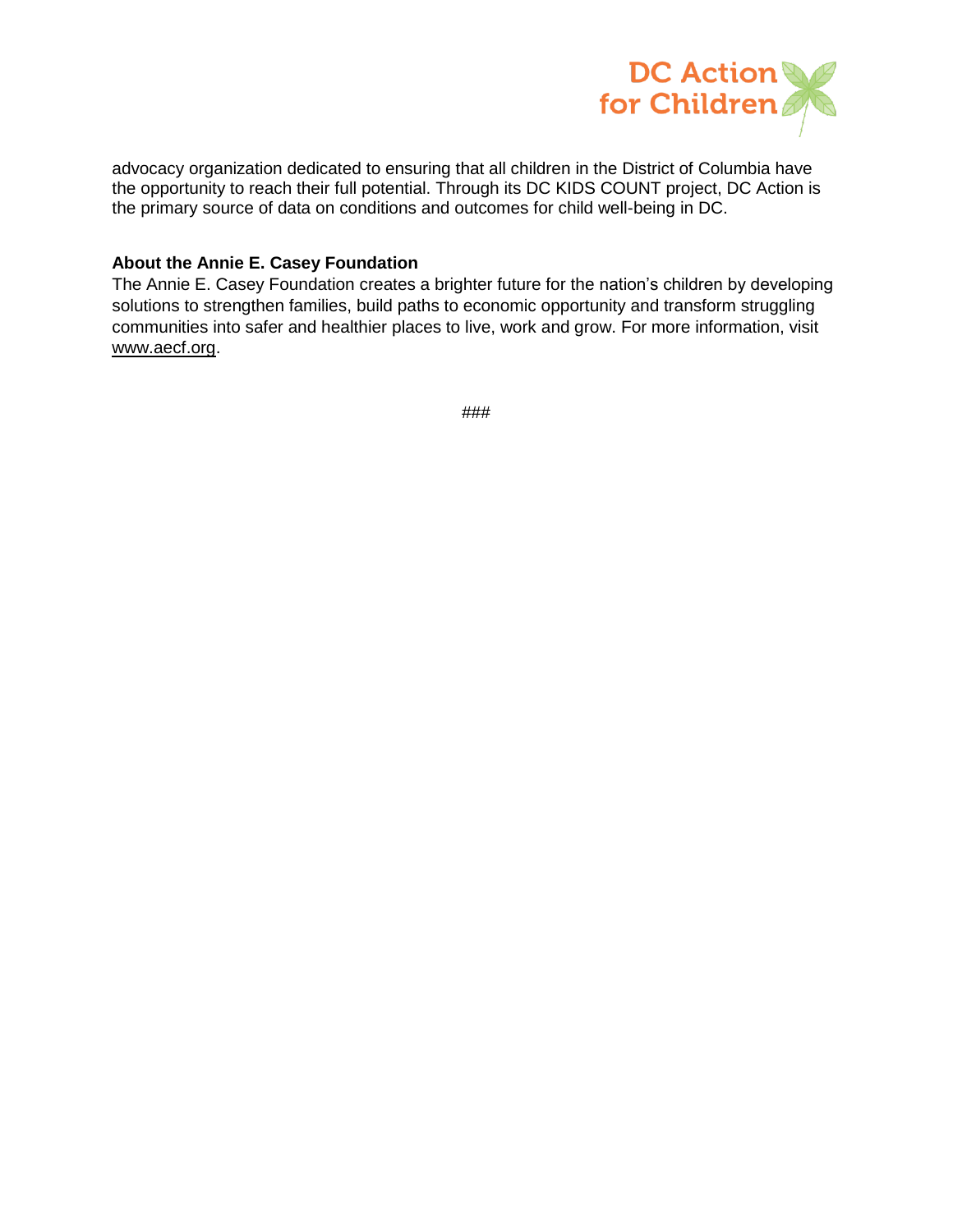advocacy organization dedicated to ensuring that all children in the District of Columbia have the opportunity to reach their full potential. Through its DC KIDS COUNT project, DC Action is the primary source of data on conditions and outcomes for child well-being in DC.

**About the Annie E. Casey Foundation**

The Annie E. Casey Foundation creates a brighter future for the nation's children by developing solutions to strengthen families, build paths to economic opportunity and transform struggling communities into safer and healthier places to live, work and grow. For more information, visit www.aecf.org.

###